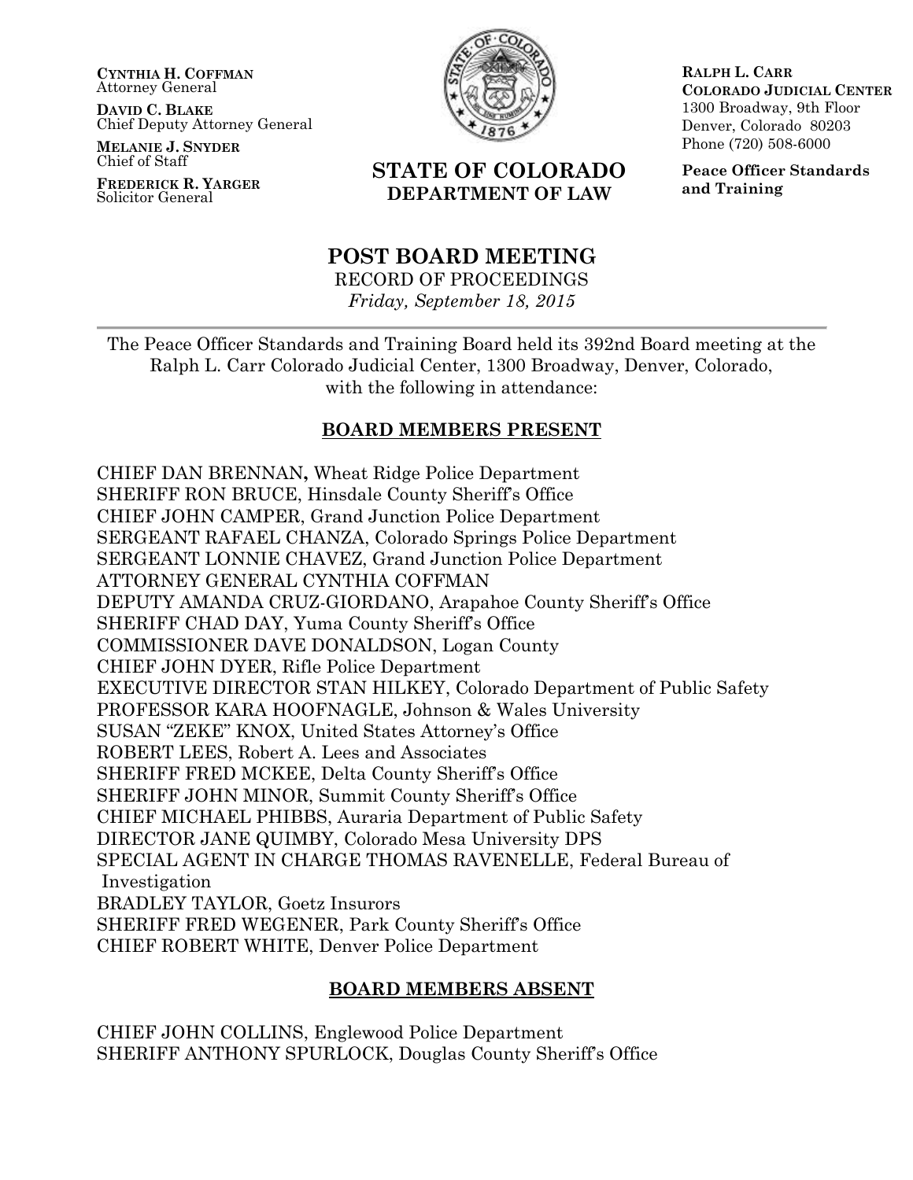**CYNTHIA H. COFFMAN**
Attorney General

**DAVID C. BLAKE**
Chief Deputy Attorney General

**MELANIE J. SNYDER**
Chief of Staff

**FREDERICK R. YARGER**
Solicitor General

**STATE OF COLORADO**
**DEPARTMENT OF LAW**

**RALPH L. CARR**
**COLORADO JUDICIAL CENTER**
1300 Broadway, 9th Floor
Denver, Colorado 80203
Phone (720) 508-6000

**Peace Officer Standards and Training**

# POST BOARD MEETING

RECORD OF PROCEEDINGS
*Friday, September 18, 2015*

---

The Peace Officer Standards and Training Board held its 392nd Board meeting at the Ralph L. Carr Colorado Judicial Center, 1300 Broadway, Denver, Colorado, with the following in attendance:

## BOARD MEMBERS PRESENT

CHIEF DAN BRENNAN**,** Wheat Ridge Police Department
SHERIFF RON BRUCE, Hinsdale County Sheriff's Office
CHIEF JOHN CAMPER, Grand Junction Police Department
SERGEANT RAFAEL CHANZA, Colorado Springs Police Department
SERGEANT LONNIE CHAVEZ, Grand Junction Police Department
ATTORNEY GENERAL CYNTHIA COFFMAN
DEPUTY AMANDA CRUZ-GIORDANO, Arapahoe County Sheriff's Office
SHERIFF CHAD DAY, Yuma County Sheriff's Office
COMMISSIONER DAVE DONALDSON, Logan County
CHIEF JOHN DYER, Rifle Police Department
EXECUTIVE DIRECTOR STAN HILKEY, Colorado Department of Public Safety
PROFESSOR KARA HOOFNAGLE, Johnson & Wales University
SUSAN "ZEKE" KNOX, United States Attorney's Office
ROBERT LEES, Robert A. Lees and Associates
SHERIFF FRED MCKEE, Delta County Sheriff's Office
SHERIFF JOHN MINOR, Summit County Sheriff's Office
CHIEF MICHAEL PHIBBS, Auraria Department of Public Safety
DIRECTOR JANE QUIMBY, Colorado Mesa University DPS
SPECIAL AGENT IN CHARGE THOMAS RAVENELLE, Federal Bureau of Investigation
BRADLEY TAYLOR, Goetz Insurors
SHERIFF FRED WEGENER, Park County Sheriff's Office
CHIEF ROBERT WHITE, Denver Police Department

## BOARD MEMBERS ABSENT

CHIEF JOHN COLLINS, Englewood Police Department
SHERIFF ANTHONY SPURLOCK, Douglas County Sheriff's Office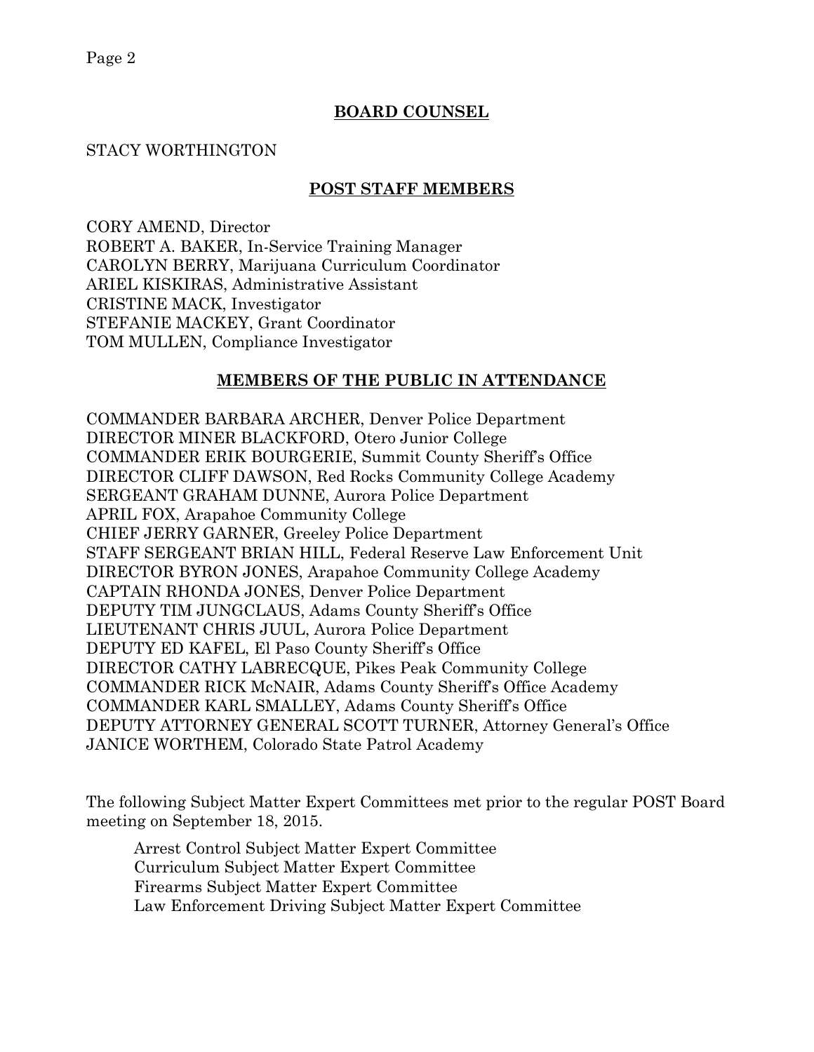## BOARD COUNSEL

STACY WORTHINGTON

## POST STAFF MEMBERS

CORY AMEND, Director
ROBERT A. BAKER, In-Service Training Manager
CAROLYN BERRY, Marijuana Curriculum Coordinator
ARIEL KISKIRAS, Administrative Assistant
CRISTINE MACK, Investigator
STEFANIE MACKEY, Grant Coordinator
TOM MULLEN, Compliance Investigator

## MEMBERS OF THE PUBLIC IN ATTENDANCE

COMMANDER BARBARA ARCHER, Denver Police Department
DIRECTOR MINER BLACKFORD, Otero Junior College
COMMANDER ERIK BOURGERIE, Summit County Sheriff's Office
DIRECTOR CLIFF DAWSON, Red Rocks Community College Academy
SERGEANT GRAHAM DUNNE, Aurora Police Department
APRIL FOX, Arapahoe Community College
CHIEF JERRY GARNER, Greeley Police Department
STAFF SERGEANT BRIAN HILL, Federal Reserve Law Enforcement Unit
DIRECTOR BYRON JONES, Arapahoe Community College Academy
CAPTAIN RHONDA JONES, Denver Police Department
DEPUTY TIM JUNGCLAUS, Adams County Sheriff's Office
LIEUTENANT CHRIS JUUL, Aurora Police Department
DEPUTY ED KAFEL, El Paso County Sheriff's Office
DIRECTOR CATHY LABRECQUE, Pikes Peak Community College
COMMANDER RICK McNAIR, Adams County Sheriff's Office Academy
COMMANDER KARL SMALLEY, Adams County Sheriff's Office
DEPUTY ATTORNEY GENERAL SCOTT TURNER, Attorney General's Office
JANICE WORTHEM, Colorado State Patrol Academy

The following Subject Matter Expert Committees met prior to the regular POST Board meeting on September 18, 2015.

- Arrest Control Subject Matter Expert Committee
- Curriculum Subject Matter Expert Committee
- Firearms Subject Matter Expert Committee
- Law Enforcement Driving Subject Matter Expert Committee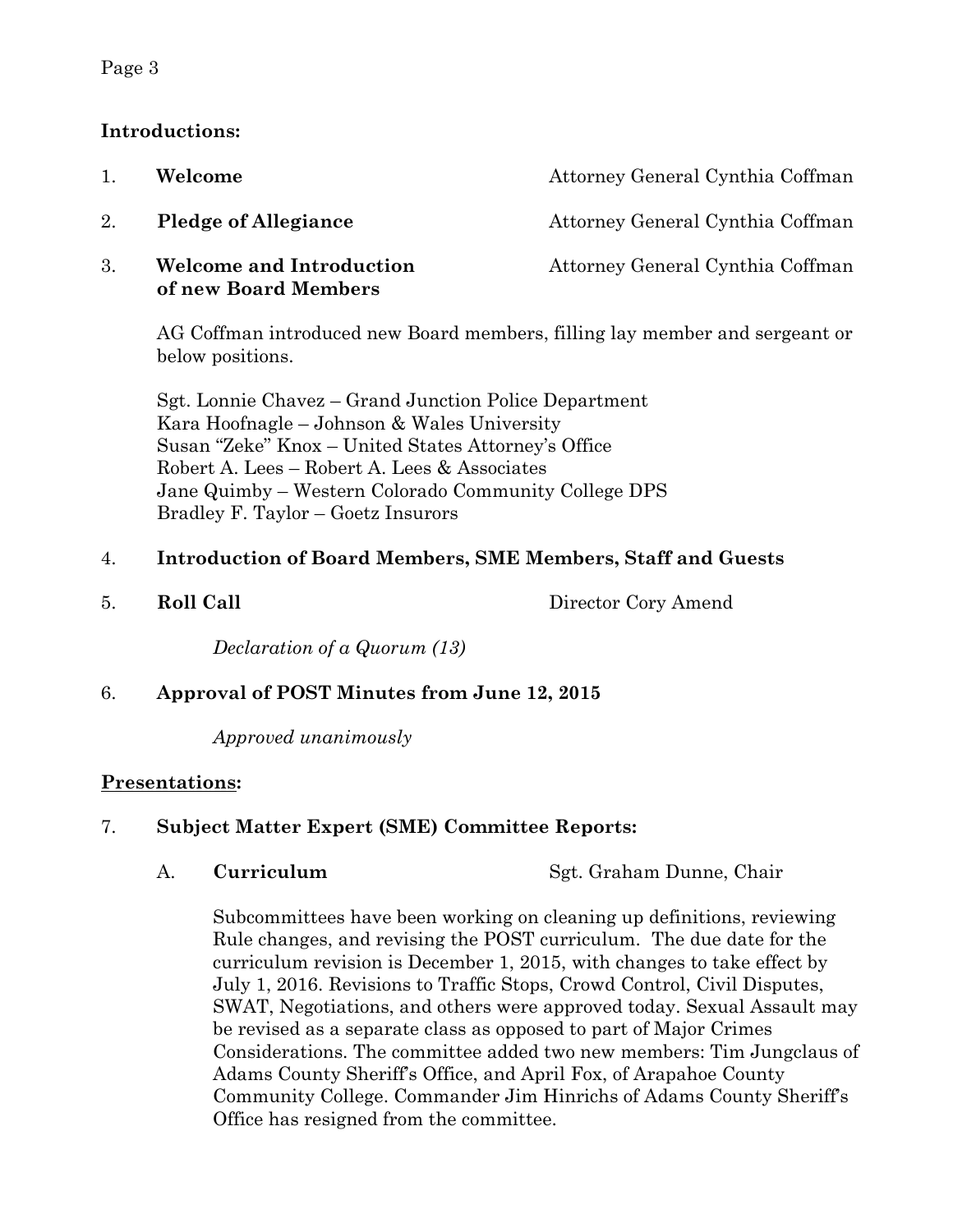**Introductions:**

1. **Welcome** — Attorney General Cynthia Coffman

2. **Pledge of Allegiance** — Attorney General Cynthia Coffman

3. **Welcome and Introduction of new Board Members** — Attorney General Cynthia Coffman

   AG Coffman introduced new Board members, filling lay member and sergeant or below positions.

   Sgt. Lonnie Chavez – Grand Junction Police Department
   Kara Hoofnagle – Johnson & Wales University
   Susan "Zeke" Knox – United States Attorney's Office
   Robert A. Lees – Robert A. Lees & Associates
   Jane Quimby – Western Colorado Community College DPS
   Bradley F. Taylor – Goetz Insurors

4. **Introduction of Board Members, SME Members, Staff and Guests**

5. **Roll Call** — Director Cory Amend

   *Declaration of a Quorum (13)*

6. **Approval of POST Minutes from June 12, 2015**

   *Approved unanimously*

**<u>Presentations</u>:**

7. **Subject Matter Expert (SME) Committee Reports:**

   A. **Curriculum** — Sgt. Graham Dunne, Chair

   Subcommittees have been working on cleaning up definitions, reviewing Rule changes, and revising the POST curriculum. The due date for the curriculum revision is December 1, 2015, with changes to take effect by July 1, 2016. Revisions to Traffic Stops, Crowd Control, Civil Disputes, SWAT, Negotiations, and others were approved today. Sexual Assault may be revised as a separate class as opposed to part of Major Crimes Considerations. The committee added two new members: Tim Jungclaus of Adams County Sheriff's Office, and April Fox, of Arapahoe County Community College. Commander Jim Hinrichs of Adams County Sheriff's Office has resigned from the committee.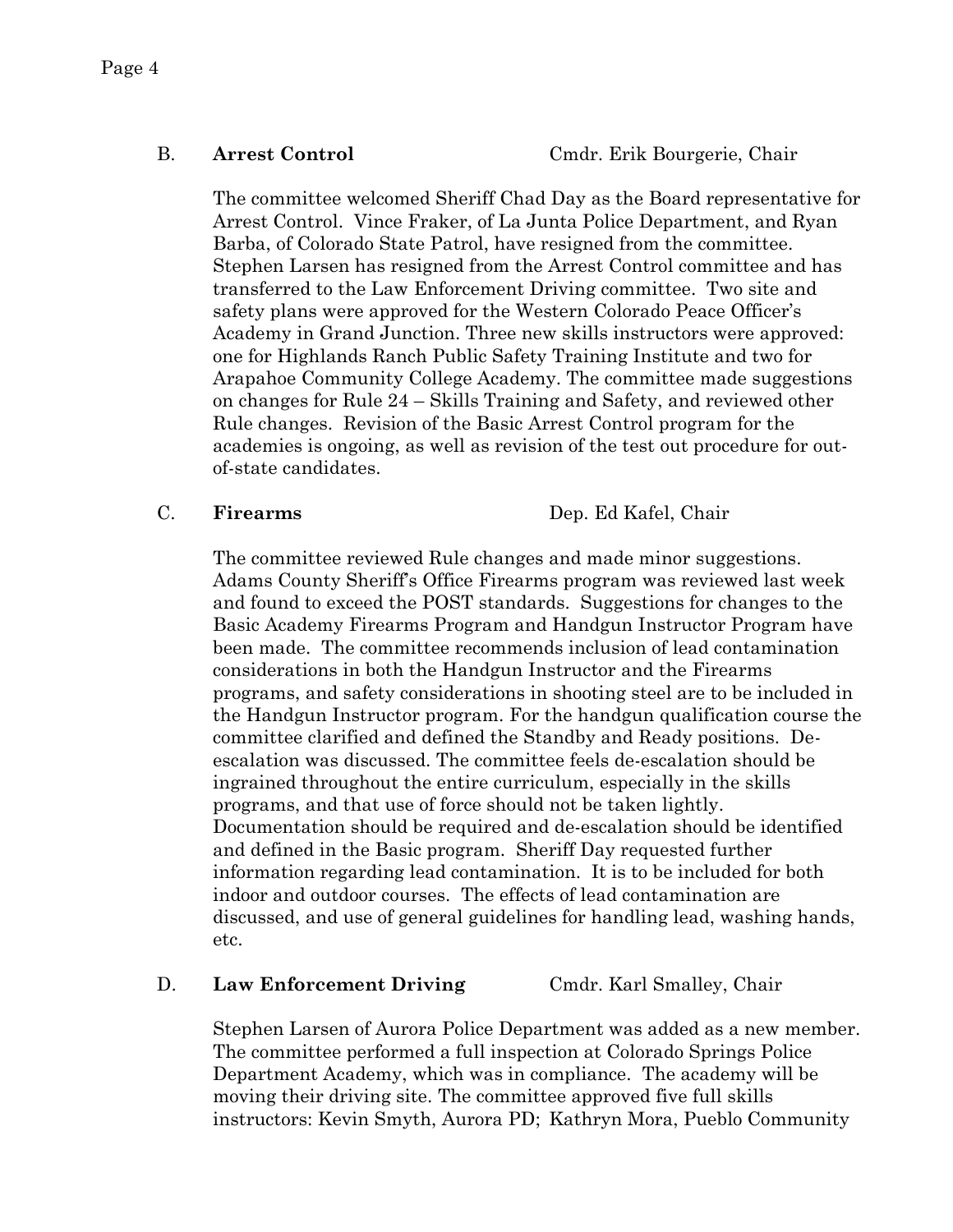B. **Arrest Control** Cmdr. Erik Bourgerie, Chair

The committee welcomed Sheriff Chad Day as the Board representative for Arrest Control. Vince Fraker, of La Junta Police Department, and Ryan Barba, of Colorado State Patrol, have resigned from the committee. Stephen Larsen has resigned from the Arrest Control committee and has transferred to the Law Enforcement Driving committee. Two site and safety plans were approved for the Western Colorado Peace Officer's Academy in Grand Junction. Three new skills instructors were approved: one for Highlands Ranch Public Safety Training Institute and two for Arapahoe Community College Academy. The committee made suggestions on changes for Rule 24 – Skills Training and Safety, and reviewed other Rule changes. Revision of the Basic Arrest Control program for the academies is ongoing, as well as revision of the test out procedure for out-of-state candidates.

C. **Firearms** Dep. Ed Kafel, Chair

The committee reviewed Rule changes and made minor suggestions. Adams County Sheriff's Office Firearms program was reviewed last week and found to exceed the POST standards. Suggestions for changes to the Basic Academy Firearms Program and Handgun Instructor Program have been made. The committee recommends inclusion of lead contamination considerations in both the Handgun Instructor and the Firearms programs, and safety considerations in shooting steel are to be included in the Handgun Instructor program. For the handgun qualification course the committee clarified and defined the Standby and Ready positions. De-escalation was discussed. The committee feels de-escalation should be ingrained throughout the entire curriculum, especially in the skills programs, and that use of force should not be taken lightly. Documentation should be required and de-escalation should be identified and defined in the Basic program. Sheriff Day requested further information regarding lead contamination. It is to be included for both indoor and outdoor courses. The effects of lead contamination are discussed, and use of general guidelines for handling lead, washing hands, etc.

D. **Law Enforcement Driving** Cmdr. Karl Smalley, Chair

Stephen Larsen of Aurora Police Department was added as a new member. The committee performed a full inspection at Colorado Springs Police Department Academy, which was in compliance. The academy will be moving their driving site. The committee approved five full skills instructors: Kevin Smyth, Aurora PD; Kathryn Mora, Pueblo Community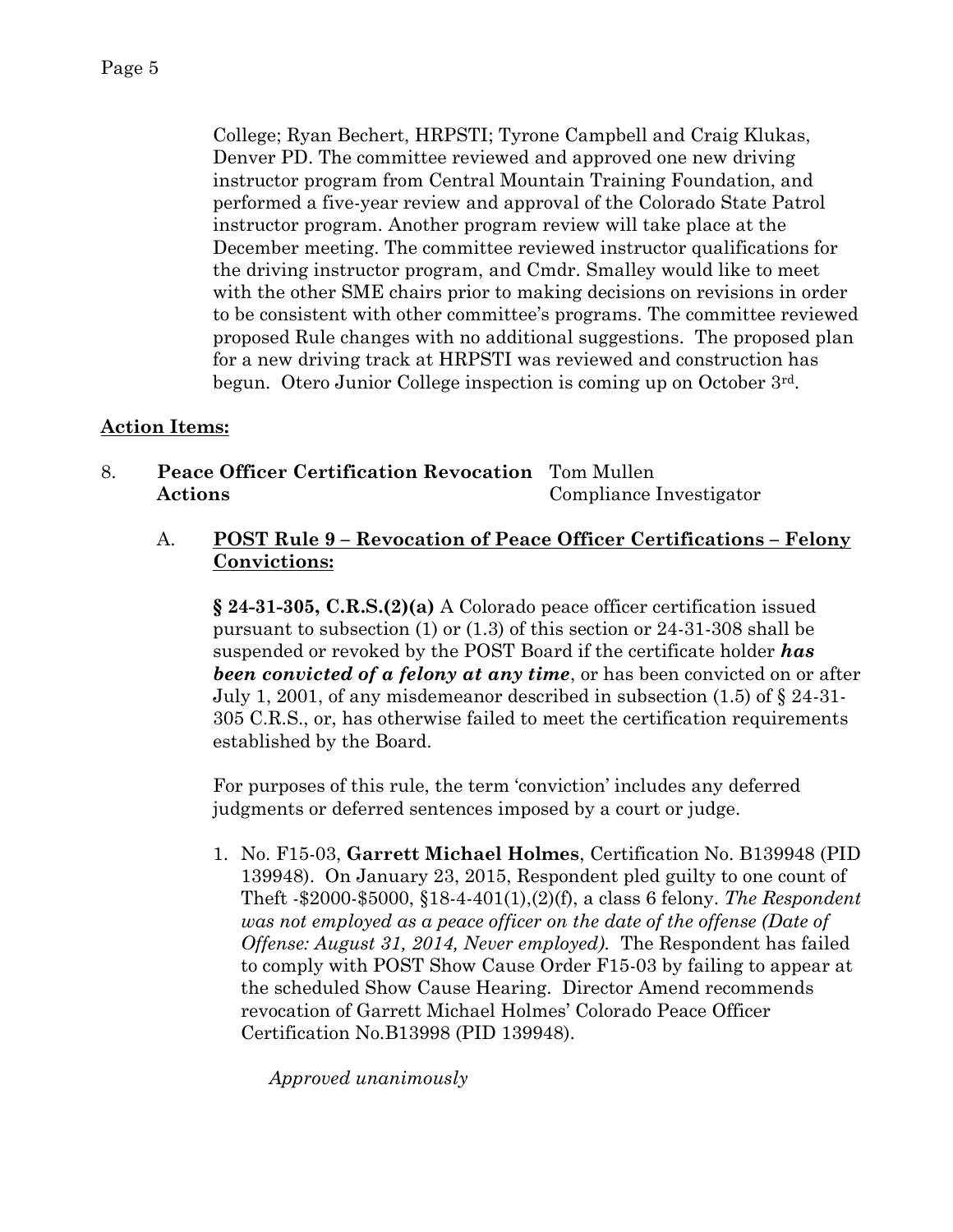College; Ryan Bechert, HRPSTI; Tyrone Campbell and Craig Klukas, Denver PD. The committee reviewed and approved one new driving instructor program from Central Mountain Training Foundation, and performed a five-year review and approval of the Colorado State Patrol instructor program. Another program review will take place at the December meeting. The committee reviewed instructor qualifications for the driving instructor program, and Cmdr. Smalley would like to meet with the other SME chairs prior to making decisions on revisions in order to be consistent with other committee's programs. The committee reviewed proposed Rule changes with no additional suggestions. The proposed plan for a new driving track at HRPSTI was reviewed and construction has begun. Otero Junior College inspection is coming up on October 3rd.

## Action Items:

8. **Peace Officer Certification Revocation Actions** — Tom Mullen, Compliance Investigator

   A. **POST Rule 9 – Revocation of Peace Officer Certifications – Felony Convictions:**

   **§ 24-31-305, C.R.S.(2)(a)** A Colorado peace officer certification issued pursuant to subsection (1) or (1.3) of this section or 24-31-308 shall be suspended or revoked by the POST Board if the certificate holder ***has been convicted of a felony at any time***, or has been convicted on or after July 1, 2001, of any misdemeanor described in subsection (1.5) of § 24-31-305 C.R.S., or, has otherwise failed to meet the certification requirements established by the Board.

   For purposes of this rule, the term 'conviction' includes any deferred judgments or deferred sentences imposed by a court or judge.

   1. No. F15-03, **Garrett Michael Holmes**, Certification No. B139948 (PID 139948). On January 23, 2015, Respondent pled guilty to one count of Theft -$2000-$5000, §18-4-401(1),(2)(f), a class 6 felony. *The Respondent was not employed as a peace officer on the date of the offense (Date of Offense: August 31, 2014, Never employed).* The Respondent has failed to comply with POST Show Cause Order F15-03 by failing to appear at the scheduled Show Cause Hearing. Director Amend recommends revocation of Garrett Michael Holmes' Colorado Peace Officer Certification No.B13998 (PID 139948).

      *Approved unanimously*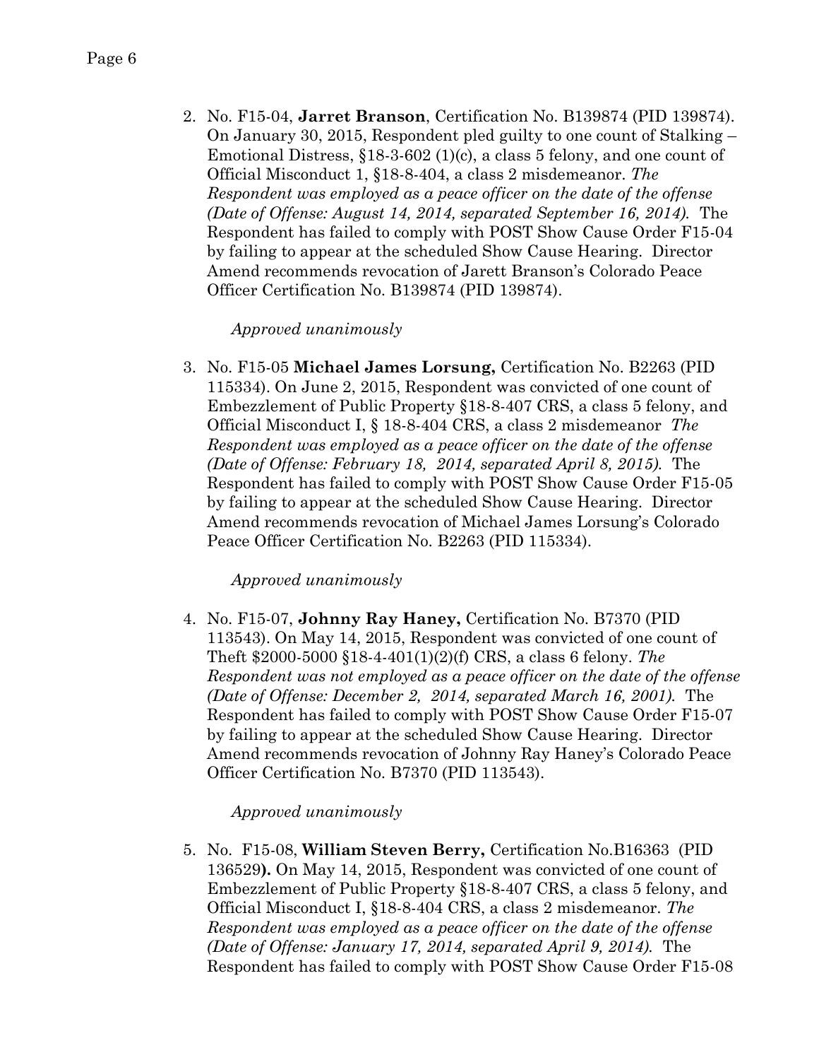2. No. F15-04, **Jarret Branson**, Certification No. B139874 (PID 139874). On January 30, 2015, Respondent pled guilty to one count of Stalking – Emotional Distress, §18-3-602 (1)(c), a class 5 felony, and one count of Official Misconduct 1, §18-8-404, a class 2 misdemeanor. *The Respondent was employed as a peace officer on the date of the offense (Date of Offense: August 14, 2014, separated September 16, 2014).* The Respondent has failed to comply with POST Show Cause Order F15-04 by failing to appear at the scheduled Show Cause Hearing. Director Amend recommends revocation of Jarett Branson's Colorado Peace Officer Certification No. B139874 (PID 139874).

   *Approved unanimously*

3. No. F15-05 **Michael James Lorsung,** Certification No. B2263 (PID 115334). On June 2, 2015, Respondent was convicted of one count of Embezzlement of Public Property §18-8-407 CRS, a class 5 felony, and Official Misconduct I, § 18-8-404 CRS, a class 2 misdemeanor *The Respondent was employed as a peace officer on the date of the offense (Date of Offense: February 18, 2014, separated April 8, 2015).* The Respondent has failed to comply with POST Show Cause Order F15-05 by failing to appear at the scheduled Show Cause Hearing. Director Amend recommends revocation of Michael James Lorsung's Colorado Peace Officer Certification No. B2263 (PID 115334).

   *Approved unanimously*

4. No. F15-07, **Johnny Ray Haney,** Certification No. B7370 (PID 113543). On May 14, 2015, Respondent was convicted of one count of Theft $2000-5000 §18-4-401(1)(2)(f) CRS, a class 6 felony. *The Respondent was not employed as a peace officer on the date of the offense (Date of Offense: December 2, 2014, separated March 16, 2001).* The Respondent has failed to comply with POST Show Cause Order F15-07 by failing to appear at the scheduled Show Cause Hearing. Director Amend recommends revocation of Johnny Ray Haney's Colorado Peace Officer Certification No. B7370 (PID 113543).

   *Approved unanimously*

5. No. F15-08, **William Steven Berry,** Certification No.B16363 (PID 136529**).** On May 14, 2015, Respondent was convicted of one count of Embezzlement of Public Property §18-8-407 CRS, a class 5 felony, and Official Misconduct I, §18-8-404 CRS, a class 2 misdemeanor. *The Respondent was employed as a peace officer on the date of the offense (Date of Offense: January 17, 2014, separated April 9, 2014).* The Respondent has failed to comply with POST Show Cause Order F15-08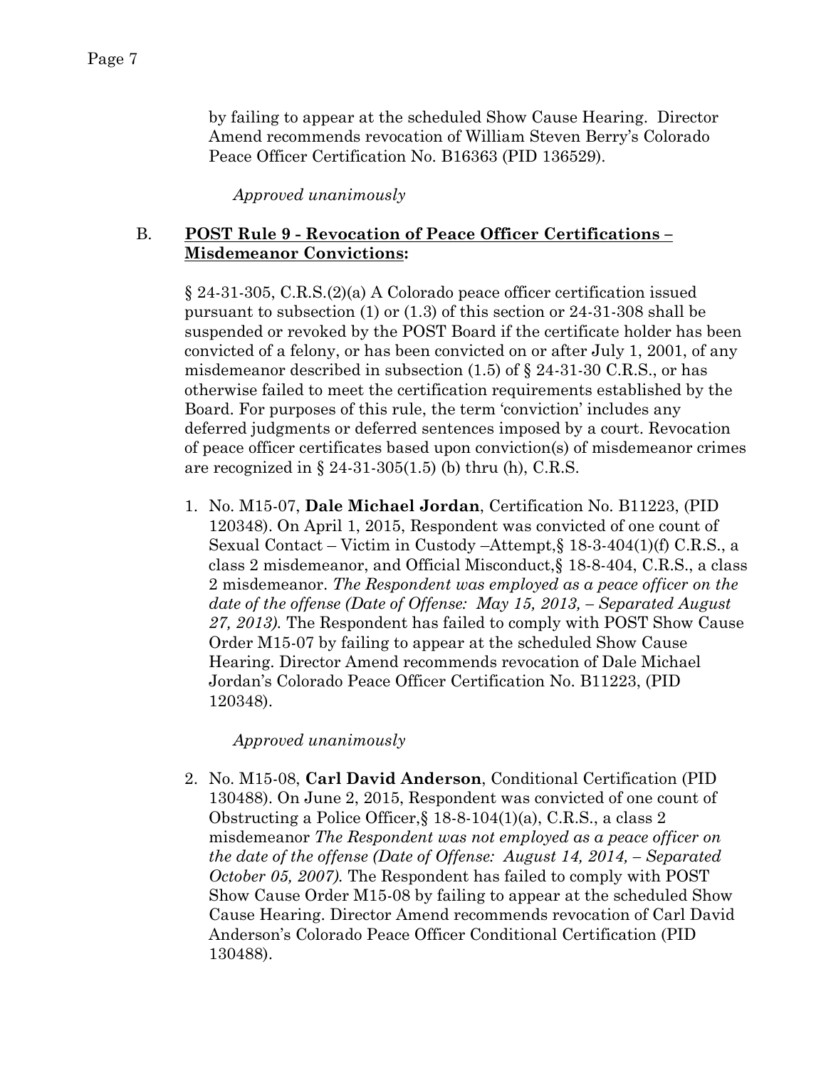by failing to appear at the scheduled Show Cause Hearing. Director Amend recommends revocation of William Steven Berry's Colorado Peace Officer Certification No. B16363 (PID 136529).

*Approved unanimously*

B. **POST Rule 9 - Revocation of Peace Officer Certifications – Misdemeanor Convictions:**

§ 24-31-305, C.R.S.(2)(a) A Colorado peace officer certification issued pursuant to subsection (1) or (1.3) of this section or 24-31-308 shall be suspended or revoked by the POST Board if the certificate holder has been convicted of a felony, or has been convicted on or after July 1, 2001, of any misdemeanor described in subsection (1.5) of § 24-31-30 C.R.S., or has otherwise failed to meet the certification requirements established by the Board. For purposes of this rule, the term 'conviction' includes any deferred judgments or deferred sentences imposed by a court. Revocation of peace officer certificates based upon conviction(s) of misdemeanor crimes are recognized in § 24-31-305(1.5) (b) thru (h), C.R.S.

1. No. M15-07, **Dale Michael Jordan**, Certification No. B11223, (PID 120348). On April 1, 2015, Respondent was convicted of one count of Sexual Contact – Victim in Custody –Attempt,§ 18-3-404(1)(f) C.R.S., a class 2 misdemeanor, and Official Misconduct,§ 18-8-404, C.R.S., a class 2 misdemeanor. *The Respondent was employed as a peace officer on the date of the offense (Date of Offense: May 15, 2013, – Separated August 27, 2013).* The Respondent has failed to comply with POST Show Cause Order M15-07 by failing to appear at the scheduled Show Cause Hearing. Director Amend recommends revocation of Dale Michael Jordan's Colorado Peace Officer Certification No. B11223, (PID 120348).

   *Approved unanimously*

2. No. M15-08, **Carl David Anderson**, Conditional Certification (PID 130488). On June 2, 2015, Respondent was convicted of one count of Obstructing a Police Officer,§ 18-8-104(1)(a), C.R.S., a class 2 misdemeanor *The Respondent was not employed as a peace officer on the date of the offense (Date of Offense: August 14, 2014, – Separated October 05, 2007).* The Respondent has failed to comply with POST Show Cause Order M15-08 by failing to appear at the scheduled Show Cause Hearing. Director Amend recommends revocation of Carl David Anderson's Colorado Peace Officer Conditional Certification (PID 130488).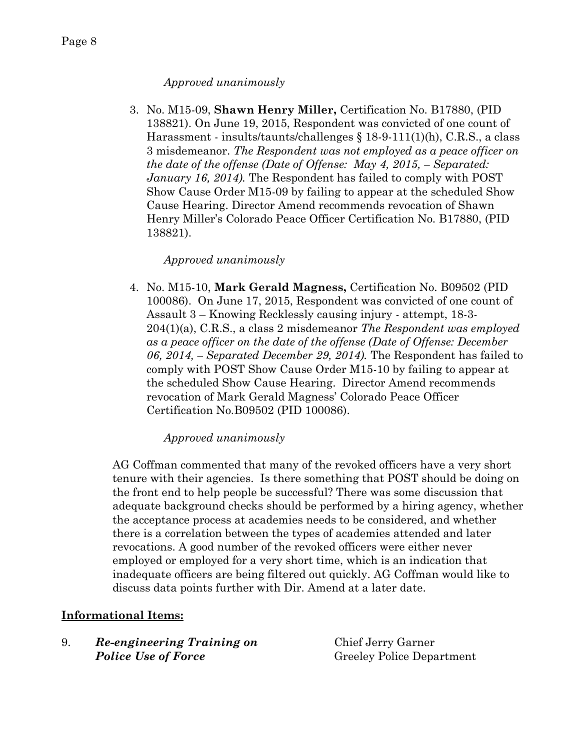*Approved unanimously*

3. No. M15-09, **Shawn Henry Miller,** Certification No. B17880, (PID 138821). On June 19, 2015, Respondent was convicted of one count of Harassment - insults/taunts/challenges § 18-9-111(1)(h), C.R.S., a class 3 misdemeanor. *The Respondent was not employed as a peace officer on the date of the offense (Date of Offense: May 4, 2015, – Separated: January 16, 2014).* The Respondent has failed to comply with POST Show Cause Order M15-09 by failing to appear at the scheduled Show Cause Hearing. Director Amend recommends revocation of Shawn Henry Miller's Colorado Peace Officer Certification No. B17880, (PID 138821).

   *Approved unanimously*

4. No. M15-10, **Mark Gerald Magness,** Certification No. B09502 (PID 100086). On June 17, 2015, Respondent was convicted of one count of Assault 3 – Knowing Recklessly causing injury - attempt, 18-3-204(1)(a), C.R.S., a class 2 misdemeanor *The Respondent was employed as a peace officer on the date of the offense (Date of Offense: December 06, 2014, – Separated December 29, 2014).* The Respondent has failed to comply with POST Show Cause Order M15-10 by failing to appear at the scheduled Show Cause Hearing. Director Amend recommends revocation of Mark Gerald Magness' Colorado Peace Officer Certification No.B09502 (PID 100086).

   *Approved unanimously*

AG Coffman commented that many of the revoked officers have a very short tenure with their agencies. Is there something that POST should be doing on the front end to help people be successful? There was some discussion that adequate background checks should be performed by a hiring agency, whether the acceptance process at academies needs to be considered, and whether there is a correlation between the types of academies attended and later revocations. A good number of the revoked officers were either never employed or employed for a very short time, which is an indication that inadequate officers are being filtered out quickly. AG Coffman would like to discuss data points further with Dir. Amend at a later date.

## Informational Items:

9. ***Re-engineering Training on Police Use of Force*** — Chief Jerry Garner, Greeley Police Department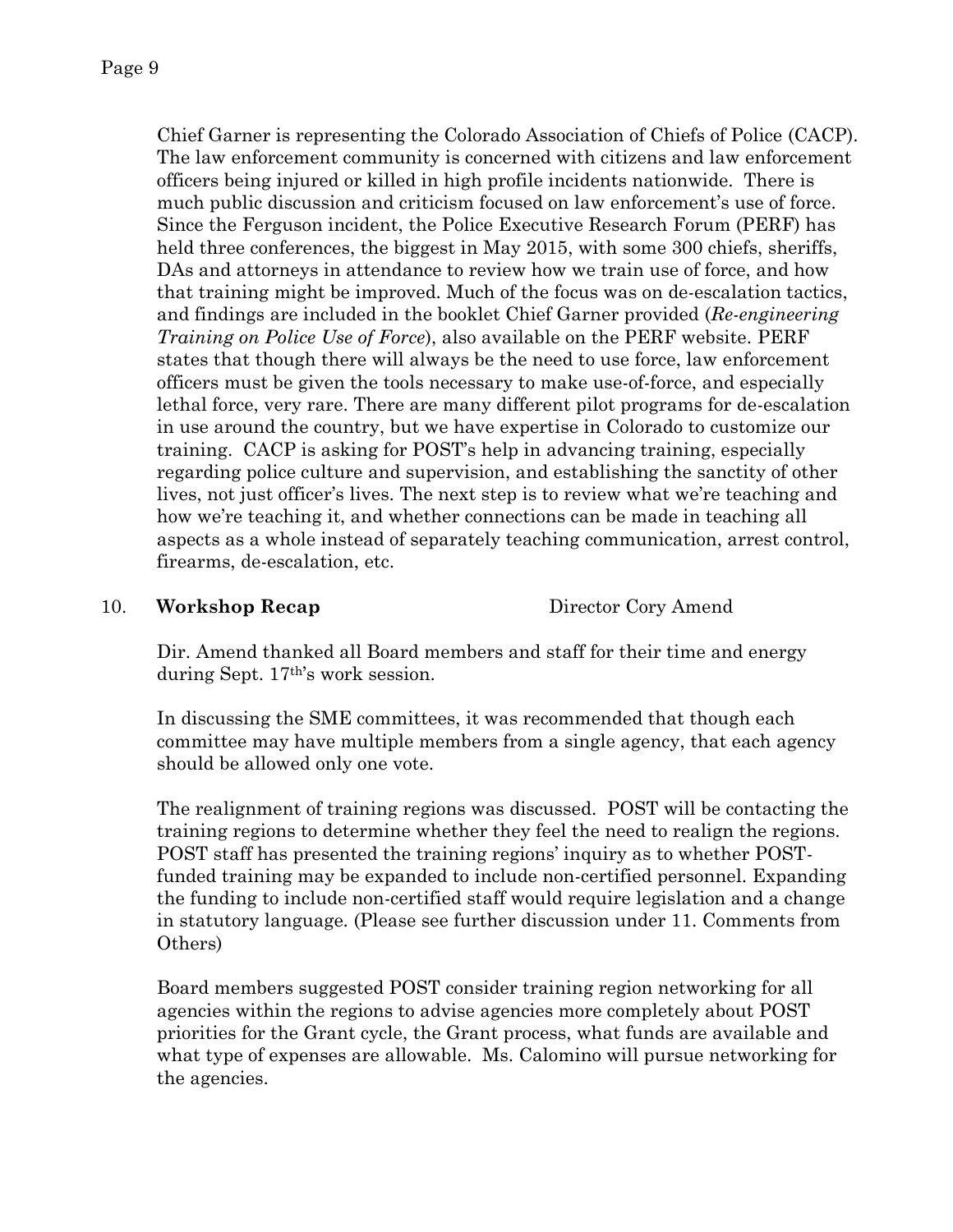Chief Garner is representing the Colorado Association of Chiefs of Police (CACP). The law enforcement community is concerned with citizens and law enforcement officers being injured or killed in high profile incidents nationwide. There is much public discussion and criticism focused on law enforcement's use of force. Since the Ferguson incident, the Police Executive Research Forum (PERF) has held three conferences, the biggest in May 2015, with some 300 chiefs, sheriffs, DAs and attorneys in attendance to review how we train use of force, and how that training might be improved. Much of the focus was on de-escalation tactics, and findings are included in the booklet Chief Garner provided (*Re-engineering Training on Police Use of Force*), also available on the PERF website. PERF states that though there will always be the need to use force, law enforcement officers must be given the tools necessary to make use-of-force, and especially lethal force, very rare. There are many different pilot programs for de-escalation in use around the country, but we have expertise in Colorado to customize our training. CACP is asking for POST's help in advancing training, especially regarding police culture and supervision, and establishing the sanctity of other lives, not just officer's lives. The next step is to review what we're teaching and how we're teaching it, and whether connections can be made in teaching all aspects as a whole instead of separately teaching communication, arrest control, firearms, de-escalation, etc.

10. **Workshop Recap** Director Cory Amend

Dir. Amend thanked all Board members and staff for their time and energy during Sept. 17th's work session.

In discussing the SME committees, it was recommended that though each committee may have multiple members from a single agency, that each agency should be allowed only one vote.

The realignment of training regions was discussed. POST will be contacting the training regions to determine whether they feel the need to realign the regions. POST staff has presented the training regions' inquiry as to whether POST-funded training may be expanded to include non-certified personnel. Expanding the funding to include non-certified staff would require legislation and a change in statutory language. (Please see further discussion under 11. Comments from Others)

Board members suggested POST consider training region networking for all agencies within the regions to advise agencies more completely about POST priorities for the Grant cycle, the Grant process, what funds are available and what type of expenses are allowable. Ms. Calomino will pursue networking for the agencies.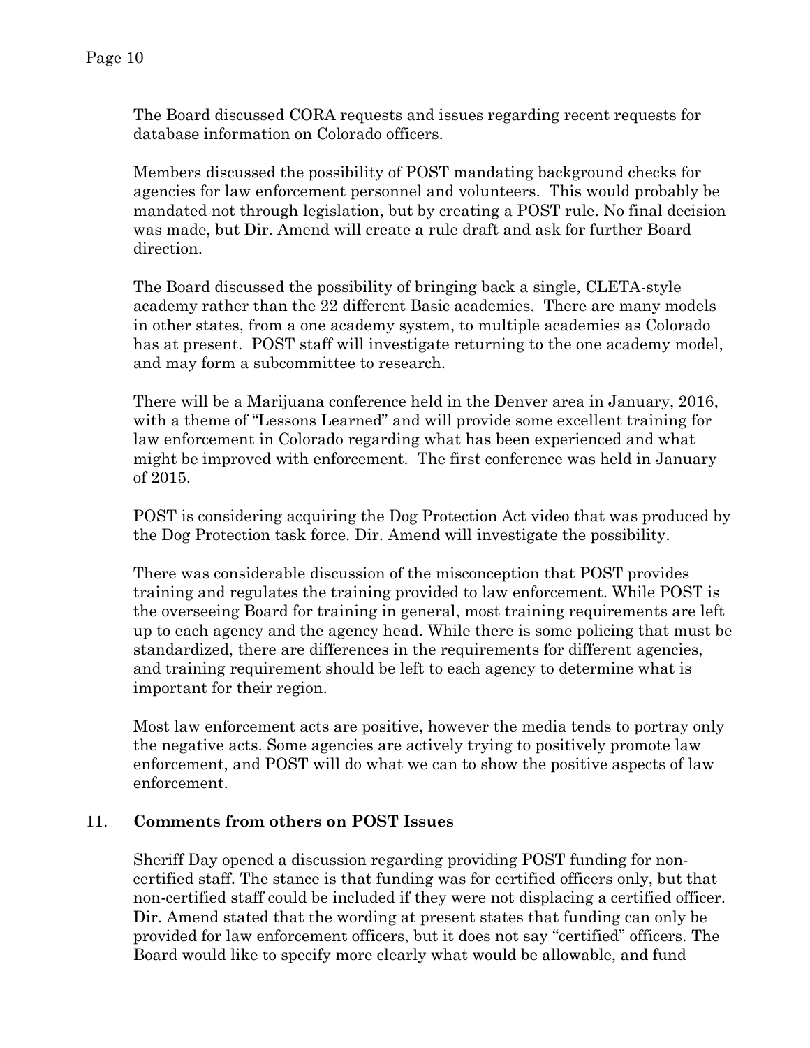The Board discussed CORA requests and issues regarding recent requests for database information on Colorado officers.

Members discussed the possibility of POST mandating background checks for agencies for law enforcement personnel and volunteers. This would probably be mandated not through legislation, but by creating a POST rule. No final decision was made, but Dir. Amend will create a rule draft and ask for further Board direction.

The Board discussed the possibility of bringing back a single, CLETA-style academy rather than the 22 different Basic academies. There are many models in other states, from a one academy system, to multiple academies as Colorado has at present. POST staff will investigate returning to the one academy model, and may form a subcommittee to research.

There will be a Marijuana conference held in the Denver area in January, 2016, with a theme of "Lessons Learned" and will provide some excellent training for law enforcement in Colorado regarding what has been experienced and what might be improved with enforcement. The first conference was held in January of 2015.

POST is considering acquiring the Dog Protection Act video that was produced by the Dog Protection task force. Dir. Amend will investigate the possibility.

There was considerable discussion of the misconception that POST provides training and regulates the training provided to law enforcement. While POST is the overseeing Board for training in general, most training requirements are left up to each agency and the agency head. While there is some policing that must be standardized, there are differences in the requirements for different agencies, and training requirement should be left to each agency to determine what is important for their region.

Most law enforcement acts are positive, however the media tends to portray only the negative acts. Some agencies are actively trying to positively promote law enforcement, and POST will do what we can to show the positive aspects of law enforcement.

11. **Comments from others on POST Issues**

Sheriff Day opened a discussion regarding providing POST funding for non-certified staff. The stance is that funding was for certified officers only, but that non-certified staff could be included if they were not displacing a certified officer. Dir. Amend stated that the wording at present states that funding can only be provided for law enforcement officers, but it does not say "certified" officers. The Board would like to specify more clearly what would be allowable, and fund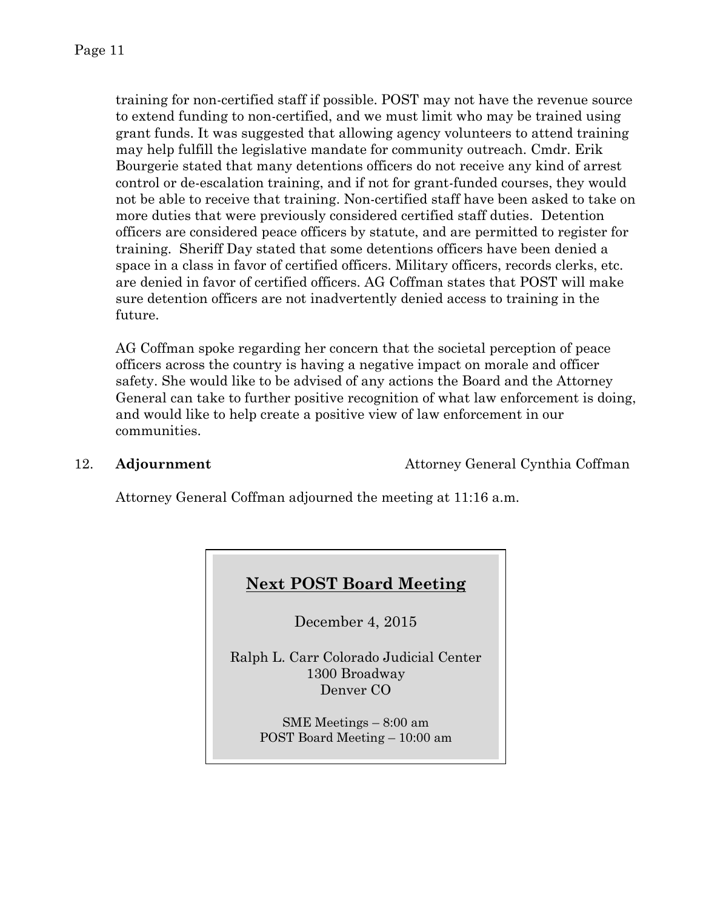training for non-certified staff if possible. POST may not have the revenue source to extend funding to non-certified, and we must limit who may be trained using grant funds. It was suggested that allowing agency volunteers to attend training may help fulfill the legislative mandate for community outreach. Cmdr. Erik Bourgerie stated that many detentions officers do not receive any kind of arrest control or de-escalation training, and if not for grant-funded courses, they would not be able to receive that training. Non-certified staff have been asked to take on more duties that were previously considered certified staff duties. Detention officers are considered peace officers by statute, and are permitted to register for training. Sheriff Day stated that some detentions officers have been denied a space in a class in favor of certified officers. Military officers, records clerks, etc. are denied in favor of certified officers. AG Coffman states that POST will make sure detention officers are not inadvertently denied access to training in the future.

AG Coffman spoke regarding her concern that the societal perception of peace officers across the country is having a negative impact on morale and officer safety. She would like to be advised of any actions the Board and the Attorney General can take to further positive recognition of what law enforcement is doing, and would like to help create a positive view of law enforcement in our communities.

12. **Adjournment** Attorney General Cynthia Coffman

Attorney General Coffman adjourned the meeting at 11:16 a.m.

**Next POST Board Meeting**

December 4, 2015

Ralph L. Carr Colorado Judicial Center
1300 Broadway
Denver CO

SME Meetings – 8:00 am
POST Board Meeting – 10:00 am